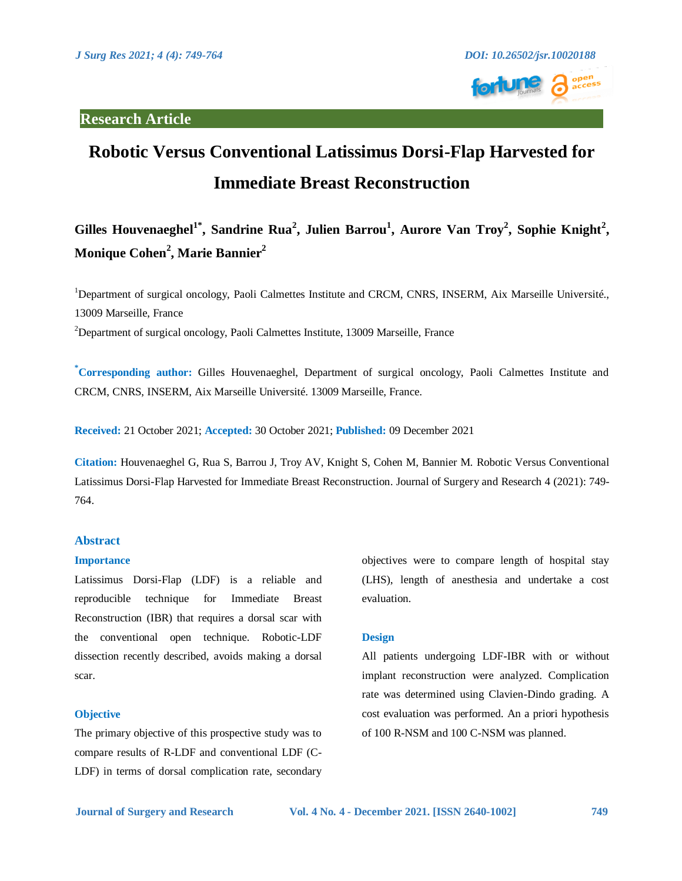Research Article

# Robotic Versus Conventional Latissimus Dorsi-Flap Harvested for Immediate Breast Reconstruction

**Gilles Houvenaeghel[1*], Sandrine Rua[2], Julien Barrou[1], Aurore Van Troy[2], Sophie Knight[2], Monique Cohen[2], Marie Bannier[2]**

[1]Department of surgical oncology, Paoli Calmettes Institute and CRCM, CNRS, INSERM, Aix Marseille Université., 13009 Marseille, France

[2]Department of surgical oncology, Paoli Calmettes Institute, 13009 Marseille, France

**[*]Corresponding author:** Gilles Houvenaeghel, Department of surgical oncology, Paoli Calmettes Institute and CRCM, CNRS, INSERM, Aix Marseille Université. 13009 Marseille, France.

**Received:** 21 October 2021; **Accepted:** 30 October 2021; **Published:** 09 December 2021

**Citation:** Houvenaeghel G, Rua S, Barrou J, Troy AV, Knight S, Cohen M, Bannier M. Robotic Versus Conventional Latissimus Dorsi-Flap Harvested for Immediate Breast Reconstruction. Journal of Surgery and Research 4 (2021): 749-764.

## Abstract

### Importance

Latissimus Dorsi-Flap (LDF) is a reliable and reproducible technique for Immediate Breast Reconstruction (IBR) that requires a dorsal scar with the conventional open technique. Robotic-LDF dissection recently described, avoids making a dorsal scar.

### Objective

The primary objective of this prospective study was to compare results of R-LDF and conventional LDF (C-LDF) in terms of dorsal complication rate, secondary objectives were to compare length of hospital stay (LHS), length of anesthesia and undertake a cost evaluation.

### Design

All patients undergoing LDF-IBR with or without implant reconstruction were analyzed. Complication rate was determined using Clavien-Dindo grading. A cost evaluation was performed. An a priori hypothesis of 100 R-NSM and 100 C-NSM was planned.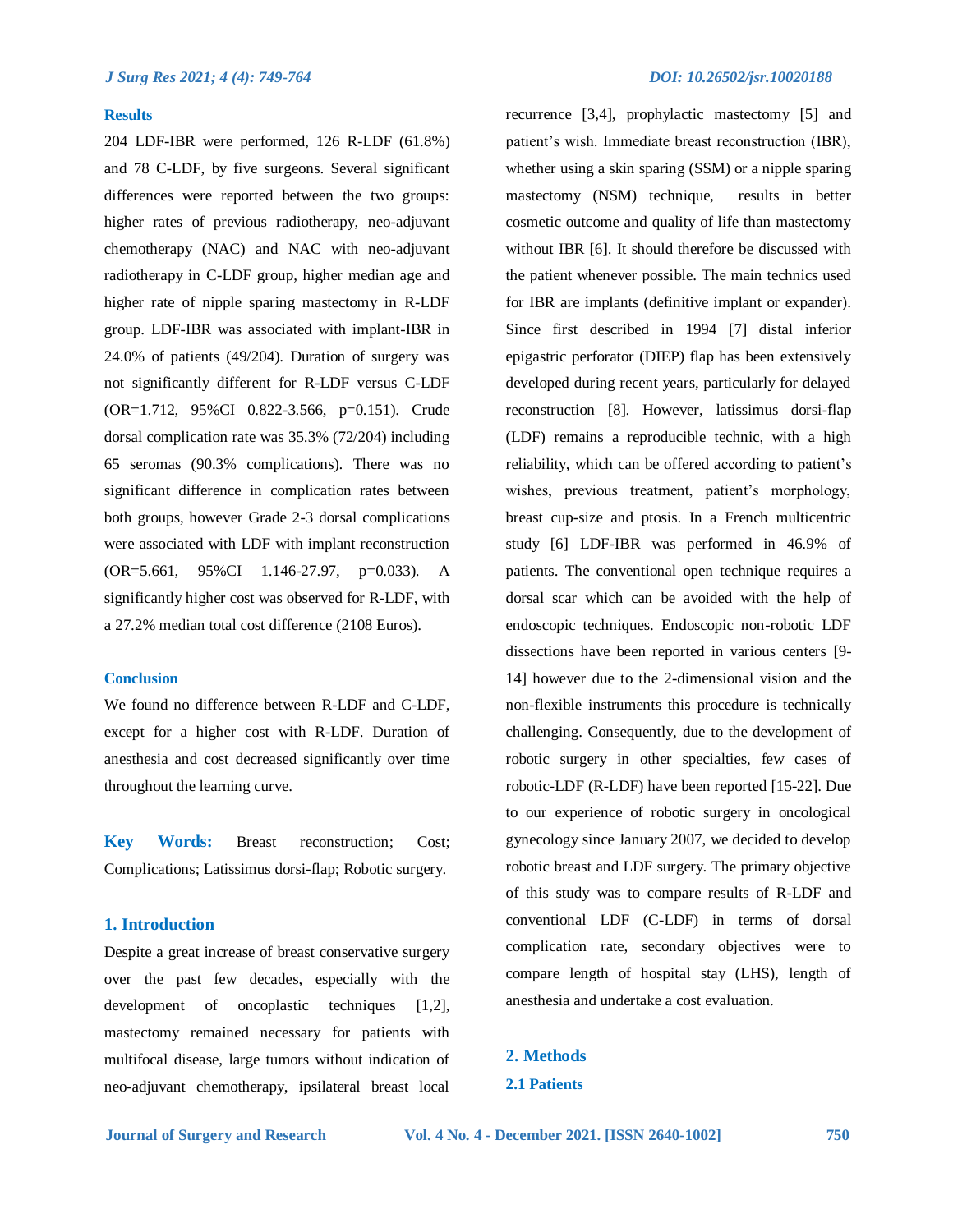### Results

204 LDF-IBR were performed, 126 R-LDF (61.8%) and 78 C-LDF, by five surgeons. Several significant differences were reported between the two groups: higher rates of previous radiotherapy, neo-adjuvant chemotherapy (NAC) and NAC with neo-adjuvant radiotherapy in C-LDF group, higher median age and higher rate of nipple sparing mastectomy in R-LDF group. LDF-IBR was associated with implant-IBR in 24.0% of patients (49/204). Duration of surgery was not significantly different for R-LDF versus C-LDF (OR=1.712, 95%CI 0.822-3.566, p=0.151). Crude dorsal complication rate was 35.3% (72/204) including 65 seromas (90.3% complications). There was no significant difference in complication rates between both groups, however Grade 2-3 dorsal complications were associated with LDF with implant reconstruction (OR=5.661, 95%CI 1.146-27.97, p=0.033). A significantly higher cost was observed for R-LDF, with a 27.2% median total cost difference (2108 Euros).

### Conclusion

We found no difference between R-LDF and C-LDF, except for a higher cost with R-LDF. Duration of anesthesia and cost decreased significantly over time throughout the learning curve.

**Key Words:** Breast reconstruction; Cost; Complications; Latissimus dorsi-flap; Robotic surgery.

## 1. Introduction

Despite a great increase of breast conservative surgery over the past few decades, especially with the development of oncoplastic techniques [1,2], mastectomy remained necessary for patients with multifocal disease, large tumors without indication of neo-adjuvant chemotherapy, ipsilateral breast local recurrence [3,4], prophylactic mastectomy [5] and patient's wish. Immediate breast reconstruction (IBR), whether using a skin sparing (SSM) or a nipple sparing mastectomy (NSM) technique, results in better cosmetic outcome and quality of life than mastectomy without IBR [6]. It should therefore be discussed with the patient whenever possible. The main technics used for IBR are implants (definitive implant or expander). Since first described in 1994 [7] distal inferior epigastric perforator (DIEP) flap has been extensively developed during recent years, particularly for delayed reconstruction [8]. However, latissimus dorsi-flap (LDF) remains a reproducible technic, with a high reliability, which can be offered according to patient's wishes, previous treatment, patient's morphology, breast cup-size and ptosis. In a French multicentric study [6] LDF-IBR was performed in 46.9% of patients. The conventional open technique requires a dorsal scar which can be avoided with the help of endoscopic techniques. Endoscopic non-robotic LDF dissections have been reported in various centers [9-14] however due to the 2-dimensional vision and the non-flexible instruments this procedure is technically challenging. Consequently, due to the development of robotic surgery in other specialties, few cases of robotic-LDF (R-LDF) have been reported [15-22]. Due to our experience of robotic surgery in oncological gynecology since January 2007, we decided to develop robotic breast and LDF surgery. The primary objective of this study was to compare results of R-LDF and conventional LDF (C-LDF) in terms of dorsal complication rate, secondary objectives were to compare length of hospital stay (LHS), length of anesthesia and undertake a cost evaluation.

## 2. Methods

### 2.1 Patients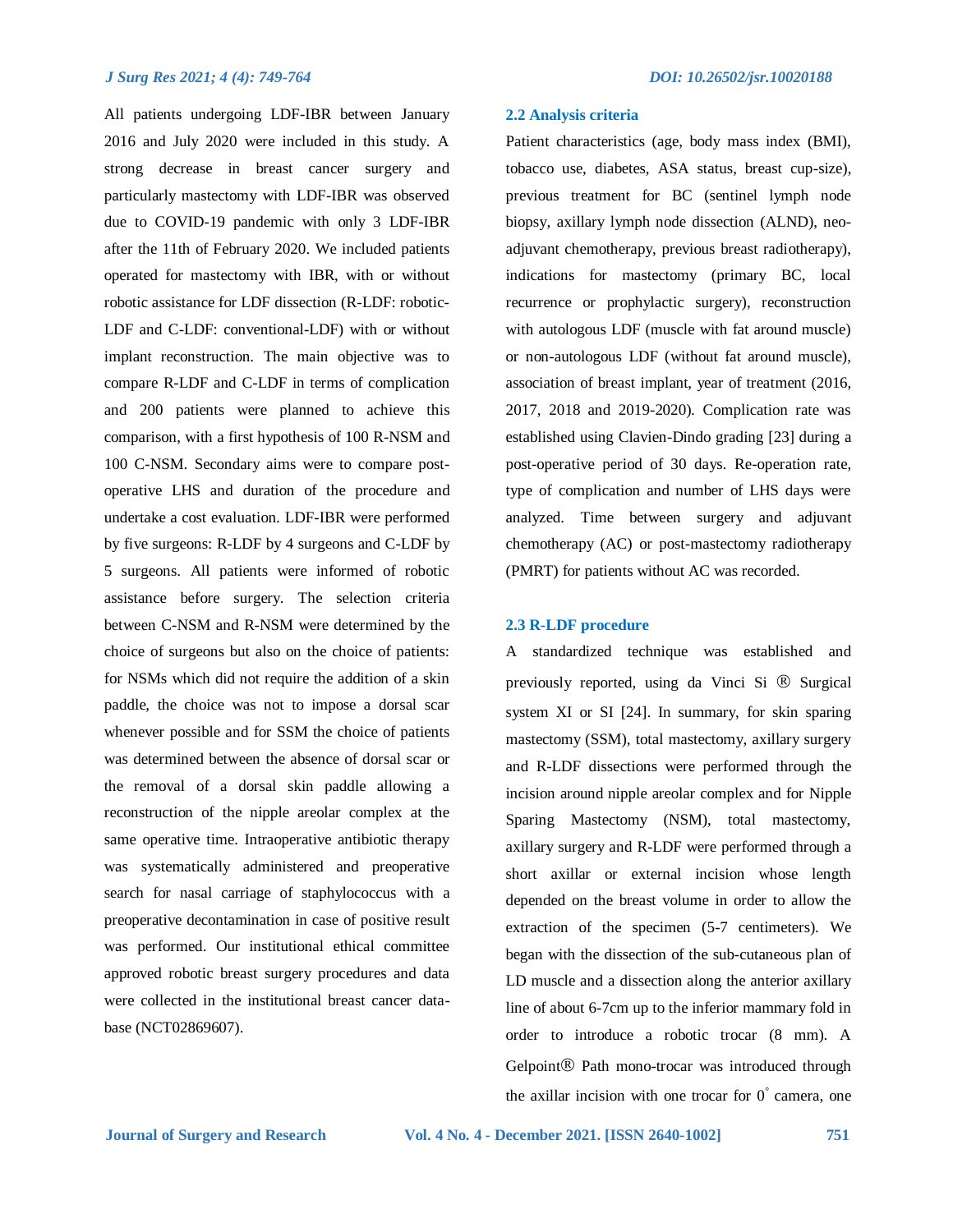All patients undergoing LDF-IBR between January 2016 and July 2020 were included in this study. A strong decrease in breast cancer surgery and particularly mastectomy with LDF-IBR was observed due to COVID-19 pandemic with only 3 LDF-IBR after the 11th of February 2020. We included patients operated for mastectomy with IBR, with or without robotic assistance for LDF dissection (R-LDF: robotic-LDF and C-LDF: conventional-LDF) with or without implant reconstruction. The main objective was to compare R-LDF and C-LDF in terms of complication and 200 patients were planned to achieve this comparison, with a first hypothesis of 100 R-NSM and 100 C-NSM. Secondary aims were to compare post-operative LHS and duration of the procedure and undertake a cost evaluation. LDF-IBR were performed by five surgeons: R-LDF by 4 surgeons and C-LDF by 5 surgeons. All patients were informed of robotic assistance before surgery. The selection criteria between C-NSM and R-NSM were determined by the choice of surgeons but also on the choice of patients: for NSMs which did not require the addition of a skin paddle, the choice was not to impose a dorsal scar whenever possible and for SSM the choice of patients was determined between the absence of dorsal scar or the removal of a dorsal skin paddle allowing a reconstruction of the nipple areolar complex at the same operative time. Intraoperative antibiotic therapy was systematically administered and preoperative search for nasal carriage of staphylococcus with a preoperative decontamination in case of positive result was performed. Our institutional ethical committee approved robotic breast surgery procedures and data were collected in the institutional breast cancer data-base (NCT02869607).

### 2.2 Analysis criteria

Patient characteristics (age, body mass index (BMI), tobacco use, diabetes, ASA status, breast cup-size), previous treatment for BC (sentinel lymph node biopsy, axillary lymph node dissection (ALND), neo-adjuvant chemotherapy, previous breast radiotherapy), indications for mastectomy (primary BC, local recurrence or prophylactic surgery), reconstruction with autologous LDF (muscle with fat around muscle) or non-autologous LDF (without fat around muscle), association of breast implant, year of treatment (2016, 2017, 2018 and 2019-2020). Complication rate was established using Clavien-Dindo grading [23] during a post-operative period of 30 days. Re-operation rate, type of complication and number of LHS days were analyzed. Time between surgery and adjuvant chemotherapy (AC) or post-mastectomy radiotherapy (PMRT) for patients without AC was recorded.

### 2.3 R-LDF procedure

A standardized technique was established and previously reported, using da Vinci Si ® Surgical system XI or SI [24]. In summary, for skin sparing mastectomy (SSM), total mastectomy, axillary surgery and R-LDF dissections were performed through the incision around nipple areolar complex and for Nipple Sparing Mastectomy (NSM), total mastectomy, axillary surgery and R-LDF were performed through a short axillar or external incision whose length depended on the breast volume in order to allow the extraction of the specimen (5-7 centimeters). We began with the dissection of the sub-cutaneous plan of LD muscle and a dissection along the anterior axillary line of about 6-7cm up to the inferior mammary fold in order to introduce a robotic trocar (8 mm). A Gelpoint® Path mono-trocar was introduced through the axillar incision with one trocar for 0° camera, one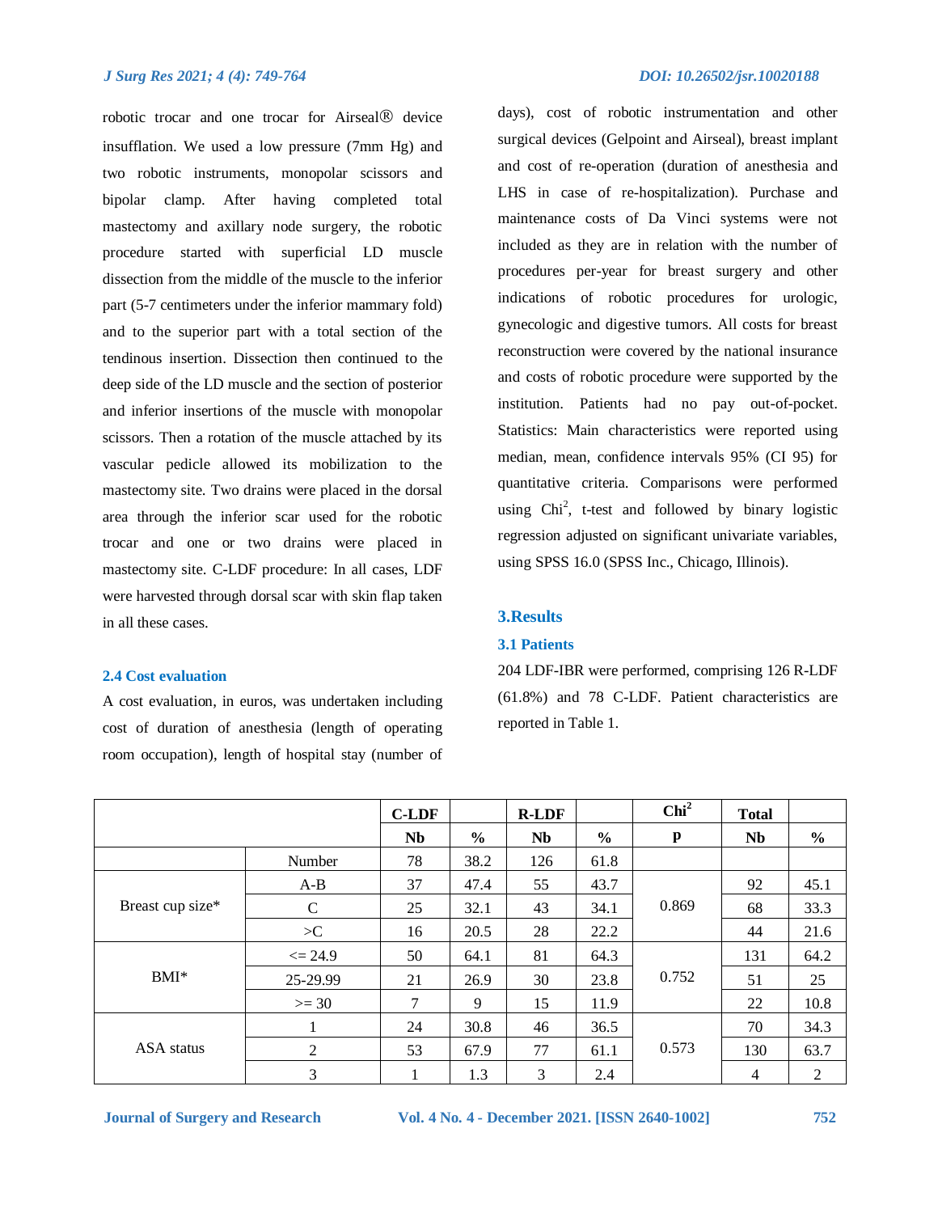robotic trocar and one trocar for Airseal® device insufflation. We used a low pressure (7mm Hg) and two robotic instruments, monopolar scissors and bipolar clamp. After having completed total mastectomy and axillary node surgery, the robotic procedure started with superficial LD muscle dissection from the middle of the muscle to the inferior part (5-7 centimeters under the inferior mammary fold) and to the superior part with a total section of the tendinous insertion. Dissection then continued to the deep side of the LD muscle and the section of posterior and inferior insertions of the muscle with monopolar scissors. Then a rotation of the muscle attached by its vascular pedicle allowed its mobilization to the mastectomy site. Two drains were placed in the dorsal area through the inferior scar used for the robotic trocar and one or two drains were placed in mastectomy site. C-LDF procedure: In all cases, LDF were harvested through dorsal scar with skin flap taken in all these cases.

### 2.4 Cost evaluation

A cost evaluation, in euros, was undertaken including cost of duration of anesthesia (length of operating room occupation), length of hospital stay (number of days), cost of robotic instrumentation and other surgical devices (Gelpoint and Airseal), breast implant and cost of re-operation (duration of anesthesia and LHS in case of re-hospitalization). Purchase and maintenance costs of Da Vinci systems were not included as they are in relation with the number of procedures per-year for breast surgery and other indications of robotic procedures for urologic, gynecologic and digestive tumors. All costs for breast reconstruction were covered by the national insurance and costs of robotic procedure were supported by the institution. Patients had no pay out-of-pocket. Statistics: Main characteristics were reported using median, mean, confidence intervals 95% (CI 95) for quantitative criteria. Comparisons were performed using Chi$^2$, t-test and followed by binary logistic regression adjusted on significant univariate variables, using SPSS 16.0 (SPSS Inc., Chicago, Illinois).

## 3.Results

### 3.1 Patients

204 LDF-IBR were performed, comprising 126 R-LDF (61.8%) and 78 C-LDF. Patient characteristics are reported in Table 1.

| | | C-LDF | | R-LDF | | Chi$^2$ | Total | |
|---|---|---|---|---|---|---|---|---|
| | | Nb | % | Nb | % | p | Nb | % |
| | Number | 78 | 38.2 | 126 | 61.8 | | | |
| Breast cup size* | A-B | 37 | 47.4 | 55 | 43.7 | 0.869 | 92 | 45.1 |
| | C | 25 | 32.1 | 43 | 34.1 | | 68 | 33.3 |
| | >C | 16 | 20.5 | 28 | 22.2 | | 44 | 21.6 |
| BMI* | <= 24.9 | 50 | 64.1 | 81 | 64.3 | 0.752 | 131 | 64.2 |
| | 25-29.99 | 21 | 26.9 | 30 | 23.8 | | 51 | 25 |
| | >= 30 | 7 | 9 | 15 | 11.9 | | 22 | 10.8 |
| ASA status | 1 | 24 | 30.8 | 46 | 36.5 | 0.573 | 70 | 34.3 |
| | 2 | 53 | 67.9 | 77 | 61.1 | | 130 | 63.7 |
| | 3 | 1 | 1.3 | 3 | 2.4 | | 4 | 2 |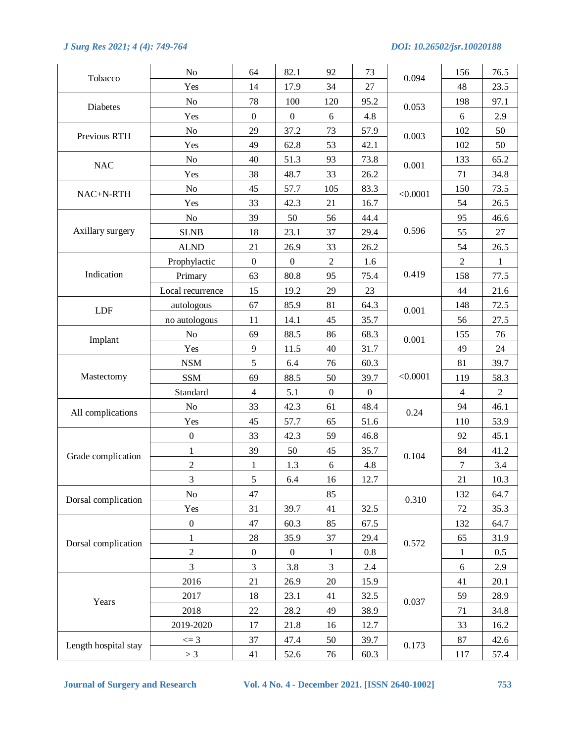| | | | | | | | | |
|---|---|---|---|---|---|---|---|---|
| Tobacco | No | 64 | 82.1 | 92 | 73 | 0.094 | 156 | 76.5 |
| | Yes | 14 | 17.9 | 34 | 27 | | 48 | 23.5 |
| Diabetes | No | 78 | 100 | 120 | 95.2 | 0.053 | 198 | 97.1 |
| | Yes | 0 | 0 | 6 | 4.8 | | 6 | 2.9 |
| Previous RTH | No | 29 | 37.2 | 73 | 57.9 | 0.003 | 102 | 50 |
| | Yes | 49 | 62.8 | 53 | 42.1 | | 102 | 50 |
| NAC | No | 40 | 51.3 | 93 | 73.8 | 0.001 | 133 | 65.2 |
| | Yes | 38 | 48.7 | 33 | 26.2 | | 71 | 34.8 |
| NAC+N-RTH | No | 45 | 57.7 | 105 | 83.3 | <0.0001 | 150 | 73.5 |
| | Yes | 33 | 42.3 | 21 | 16.7 | | 54 | 26.5 |
| Axillary surgery | No | 39 | 50 | 56 | 44.4 | 0.596 | 95 | 46.6 |
| | SLNB | 18 | 23.1 | 37 | 29.4 | | 55 | 27 |
| | ALND | 21 | 26.9 | 33 | 26.2 | | 54 | 26.5 |
| Indication | Prophylactic | 0 | 0 | 2 | 1.6 | 0.419 | 2 | 1 |
| | Primary | 63 | 80.8 | 95 | 75.4 | | 158 | 77.5 |
| | Local recurrence | 15 | 19.2 | 29 | 23 | | 44 | 21.6 |
| LDF | autologous | 67 | 85.9 | 81 | 64.3 | 0.001 | 148 | 72.5 |
| | no autologous | 11 | 14.1 | 45 | 35.7 | | 56 | 27.5 |
| Implant | No | 69 | 88.5 | 86 | 68.3 | 0.001 | 155 | 76 |
| | Yes | 9 | 11.5 | 40 | 31.7 | | 49 | 24 |
| Mastectomy | NSM | 5 | 6.4 | 76 | 60.3 | <0.0001 | 81 | 39.7 |
| | SSM | 69 | 88.5 | 50 | 39.7 | | 119 | 58.3 |
| | Standard | 4 | 5.1 | 0 | 0 | | 4 | 2 |
| All complications | No | 33 | 42.3 | 61 | 48.4 | 0.24 | 94 | 46.1 |
| | Yes | 45 | 57.7 | 65 | 51.6 | | 110 | 53.9 |
| Grade complication | 0 | 33 | 42.3 | 59 | 46.8 | 0.104 | 92 | 45.1 |
| | 1 | 39 | 50 | 45 | 35.7 | | 84 | 41.2 |
| | 2 | 1 | 1.3 | 6 | 4.8 | | 7 | 3.4 |
| | 3 | 5 | 6.4 | 16 | 12.7 | | 21 | 10.3 |
| Dorsal complication | No | 47 | | 85 | | 0.310 | 132 | 64.7 |
| | Yes | 31 | 39.7 | 41 | 32.5 | | 72 | 35.3 |
| Dorsal complication | 0 | 47 | 60.3 | 85 | 67.5 | 0.572 | 132 | 64.7 |
| | 1 | 28 | 35.9 | 37 | 29.4 | | 65 | 31.9 |
| | 2 | 0 | 0 | 1 | 0.8 | | 1 | 0.5 |
| | 3 | 3 | 3.8 | 3 | 2.4 | | 6 | 2.9 |
| Years | 2016 | 21 | 26.9 | 20 | 15.9 | 0.037 | 41 | 20.1 |
| | 2017 | 18 | 23.1 | 41 | 32.5 | | 59 | 28.9 |
| | 2018 | 22 | 28.2 | 49 | 38.9 | | 71 | 34.8 |
| | 2019-2020 | 17 | 21.8 | 16 | 12.7 | | 33 | 16.2 |
| Length hospital stay | <= 3 | 37 | 47.4 | 50 | 39.7 | 0.173 | 87 | 42.6 |
| | > 3 | 41 | 52.6 | 76 | 60.3 | | 117 | 57.4 |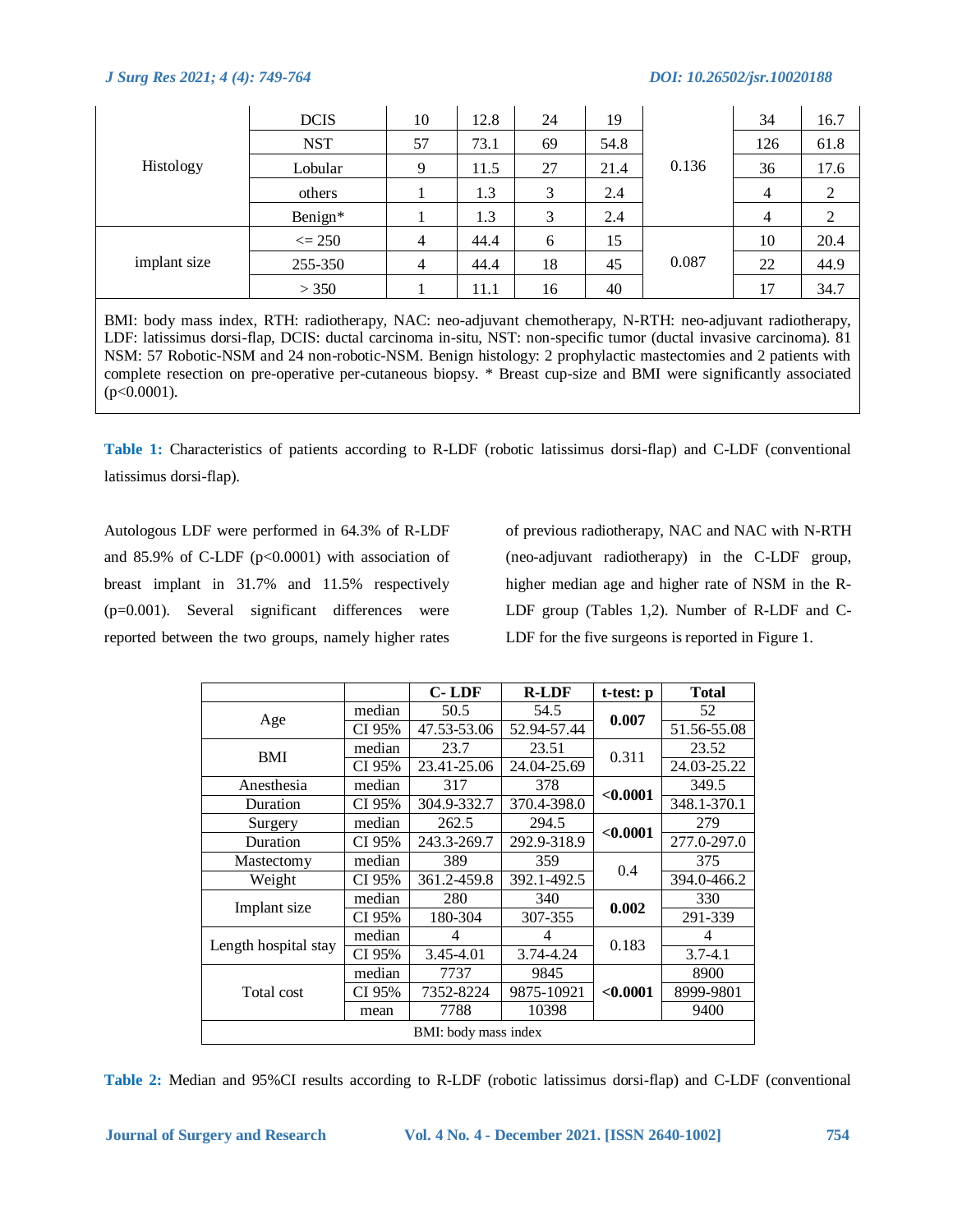| | | | | | | | | |
|---|---|---|---|---|---|---|---|---|
| Histology | DCIS | 10 | 12.8 | 24 | 19 | 0.136 | 34 | 16.7 |
| | NST | 57 | 73.1 | 69 | 54.8 | | 126 | 61.8 |
| | Lobular | 9 | 11.5 | 27 | 21.4 | | 36 | 17.6 |
| | others | 1 | 1.3 | 3 | 2.4 | | 4 | 2 |
| | Benign* | 1 | 1.3 | 3 | 2.4 | | 4 | 2 |
| implant size | <= 250 | 4 | 44.4 | 6 | 15 | 0.087 | 10 | 20.4 |
| | 255-350 | 4 | 44.4 | 18 | 45 | | 22 | 44.9 |
| | > 350 | 1 | 11.1 | 16 | 40 | | 17 | 34.7 |

BMI: body mass index, RTH: radiotherapy, NAC: neo-adjuvant chemotherapy, N-RTH: neo-adjuvant radiotherapy, LDF: latissimus dorsi-flap, DCIS: ductal carcinoma in-situ, NST: non-specific tumor (ductal invasive carcinoma). 81 NSM: 57 Robotic-NSM and 24 non-robotic-NSM. Benign histology: 2 prophylactic mastectomies and 2 patients with complete resection on pre-operative per-cutaneous biopsy. * Breast cup-size and BMI were significantly associated (p<0.0001).

**Table 1:** Characteristics of patients according to R-LDF (robotic latissimus dorsi-flap) and C-LDF (conventional latissimus dorsi-flap).

Autologous LDF were performed in 64.3% of R-LDF and 85.9% of C-LDF (p<0.0001) with association of breast implant in 31.7% and 11.5% respectively (p=0.001). Several significant differences were reported between the two groups, namely higher rates of previous radiotherapy, NAC and NAC with N-RTH (neo-adjuvant radiotherapy) in the C-LDF group, higher median age and higher rate of NSM in the R-LDF group (Tables 1,2). Number of R-LDF and C-LDF for the five surgeons is reported in Figure 1.

| | | C- LDF | R-LDF | t-test: p | Total |
|---|---|---|---|---|---|
| Age | median | 50.5 | 54.5 | **0.007** | 52 |
| | CI 95% | 47.53-53.06 | 52.94-57.44 | | 51.56-55.08 |
| BMI | median | 23.7 | 23.51 | 0.311 | 23.52 |
| | CI 95% | 23.41-25.06 | 24.04-25.69 | | 24.03-25.22 |
| Anesthesia Duration | median | 317 | 378 | **<0.0001** | 349.5 |
| | CI 95% | 304.9-332.7 | 370.4-398.0 | | 348.1-370.1 |
| Surgery Duration | median | 262.5 | 294.5 | **<0.0001** | 279 |
| | CI 95% | 243.3-269.7 | 292.9-318.9 | | 277.0-297.0 |
| Mastectomy Weight | median | 389 | 359 | 0.4 | 375 |
| | CI 95% | 361.2-459.8 | 392.1-492.5 | | 394.0-466.2 |
| Implant size | median | 280 | 340 | **0.002** | 330 |
| | CI 95% | 180-304 | 307-355 | | 291-339 |
| Length hospital stay | median | 4 | 4 | 0.183 | 4 |
| | CI 95% | 3.45-4.01 | 3.74-4.24 | | 3.7-4.1 |
| Total cost | median | 7737 | 9845 | **<0.0001** | 8900 |
| | CI 95% | 7352-8224 | 9875-10921 | | 8999-9801 |
| | mean | 7788 | 10398 | | 9400 |

BMI: body mass index

**Table 2:** Median and 95%CI results according to R-LDF (robotic latissimus dorsi-flap) and C-LDF (conventional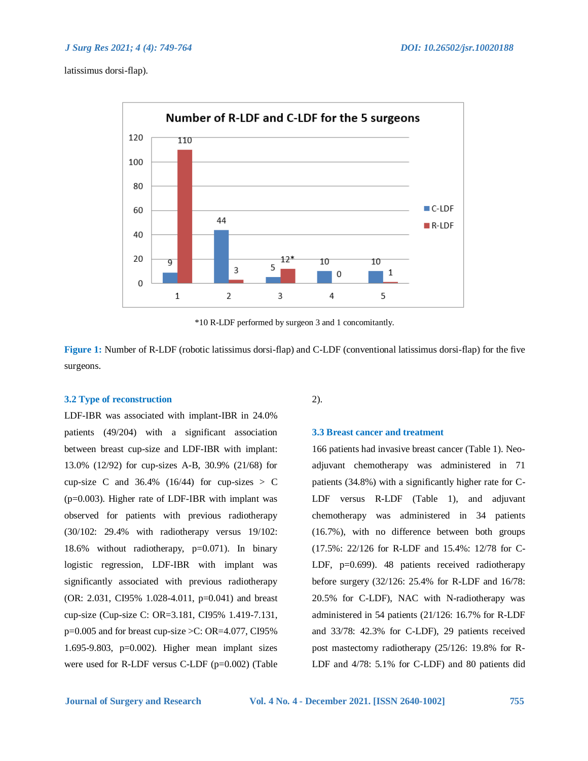latissimus dorsi-flap).

*10 R-LDF performed by surgeon 3 and 1 concomitantly.

**Figure 1:** Number of R-LDF (robotic latissimus dorsi-flap) and C-LDF (conventional latissimus dorsi-flap) for the five surgeons.

### 3.2 Type of reconstruction

LDF-IBR was associated with implant-IBR in 24.0% patients (49/204) with a significant association between breast cup-size and LDF-IBR with implant: 13.0% (12/92) for cup-sizes A-B, 30.9% (21/68) for cup-size C and 36.4% (16/44) for cup-sizes > C (p=0.003). Higher rate of LDF-IBR with implant was observed for patients with previous radiotherapy (30/102: 29.4% with radiotherapy versus 19/102: 18.6% without radiotherapy, p=0.071). In binary logistic regression, LDF-IBR with implant was significantly associated with previous radiotherapy (OR: 2.031, CI95% 1.028-4.011, p=0.041) and breast cup-size (Cup-size C: OR=3.181, CI95% 1.419-7.131, p=0.005 and for breast cup-size >C: OR=4.077, CI95% 1.695-9.803, p=0.002). Higher mean implant sizes were used for R-LDF versus C-LDF (p=0.002) (Table 2).

### 3.3 Breast cancer and treatment

166 patients had invasive breast cancer (Table 1). Neo-adjuvant chemotherapy was administered in 71 patients (34.8%) with a significantly higher rate for C-LDF versus R-LDF (Table 1), and adjuvant chemotherapy was administered in 34 patients (16.7%), with no difference between both groups (17.5%: 22/126 for R-LDF and 15.4%: 12/78 for C-LDF, p=0.699). 48 patients received radiotherapy before surgery (32/126: 25.4% for R-LDF and 16/78: 20.5% for C-LDF), NAC with N-radiotherapy was administered in 54 patients (21/126: 16.7% for R-LDF and 33/78: 42.3% for C-LDF), 29 patients received post mastectomy radiotherapy (25/126: 19.8% for R-LDF and 4/78: 5.1% for C-LDF) and 80 patients did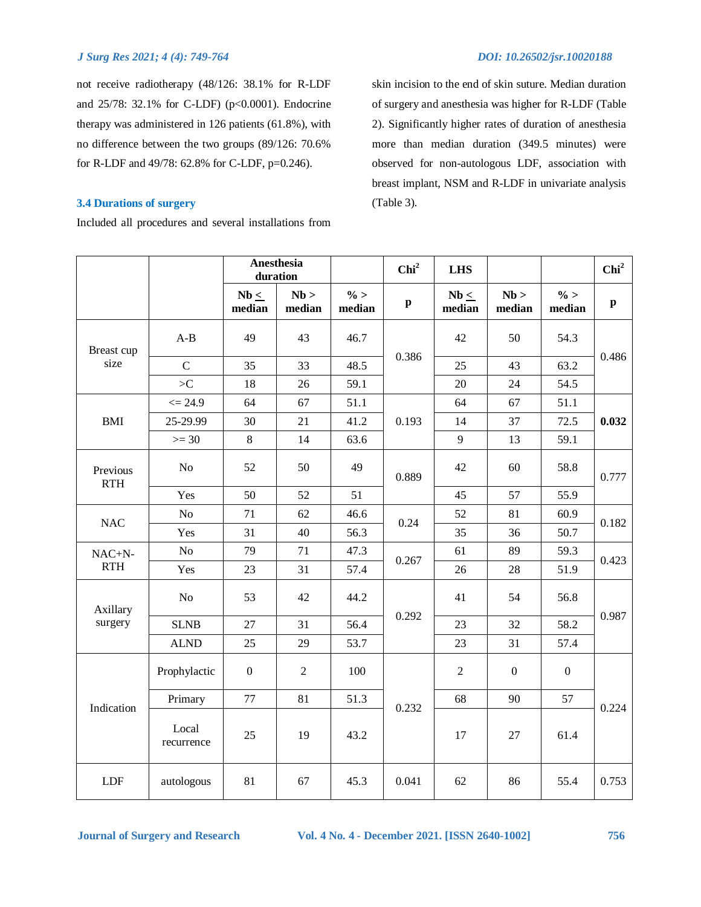not receive radiotherapy (48/126: 38.1% for R-LDF and 25/78: 32.1% for C-LDF) (p<0.0001). Endocrine therapy was administered in 126 patients (61.8%), with no difference between the two groups (89/126: 70.6% for R-LDF and 49/78: 62.8% for C-LDF, p=0.246).

### 3.4 Durations of surgery

Included all procedures and several installations from skin incision to the end of skin suture. Median duration of surgery and anesthesia was higher for R-LDF (Table 2). Significantly higher rates of duration of anesthesia more than median duration (349.5 minutes) were observed for non-autologous LDF, association with breast implant, NSM and R-LDF in univariate analysis (Table 3).

| | | Anesthesia duration | | | $Chi^2$ | LHS | | | $Chi^2$ |
|---|---|---|---|---|---|---|---|---|---|
| | | Nb ≤ median | Nb > median | % > median | p | Nb ≤ median | Nb > median | % > median | p |
| Breast cup size | A-B | 49 | 43 | 46.7 | 0.386 | 42 | 50 | 54.3 | 0.486 |
| | C | 35 | 33 | 48.5 | | 25 | 43 | 63.2 | |
| | >C | 18 | 26 | 59.1 | | 20 | 24 | 54.5 | |
| BMI | <= 24.9 | 64 | 67 | 51.1 | 0.193 | 64 | 67 | 51.1 | **0.032** |
| | 25-29.99 | 30 | 21 | 41.2 | | 14 | 37 | 72.5 | |
| | >= 30 | 8 | 14 | 63.6 | | 9 | 13 | 59.1 | |
| Previous RTH | No | 52 | 50 | 49 | 0.889 | 42 | 60 | 58.8 | 0.777 |
| | Yes | 50 | 52 | 51 | | 45 | 57 | 55.9 | |
| NAC | No | 71 | 62 | 46.6 | 0.24 | 52 | 81 | 60.9 | 0.182 |
| | Yes | 31 | 40 | 56.3 | | 35 | 36 | 50.7 | |
| NAC+N-RTH | No | 79 | 71 | 47.3 | 0.267 | 61 | 89 | 59.3 | 0.423 |
| | Yes | 23 | 31 | 57.4 | | 26 | 28 | 51.9 | |
| Axillary surgery | No | 53 | 42 | 44.2 | 0.292 | 41 | 54 | 56.8 | 0.987 |
| | SLNB | 27 | 31 | 56.4 | | 23 | 32 | 58.2 | |
| | ALND | 25 | 29 | 53.7 | | 23 | 31 | 57.4 | |
| Indication | Prophylactic | 0 | 2 | 100 | 0.232 | 2 | 0 | 0 | 0.224 |
| | Primary | 77 | 81 | 51.3 | | 68 | 90 | 57 | |
| | Local recurrence | 25 | 19 | 43.2 | | 17 | 27 | 61.4 | |
| LDF | autologous | 81 | 67 | 45.3 | 0.041 | 62 | 86 | 55.4 | 0.753 |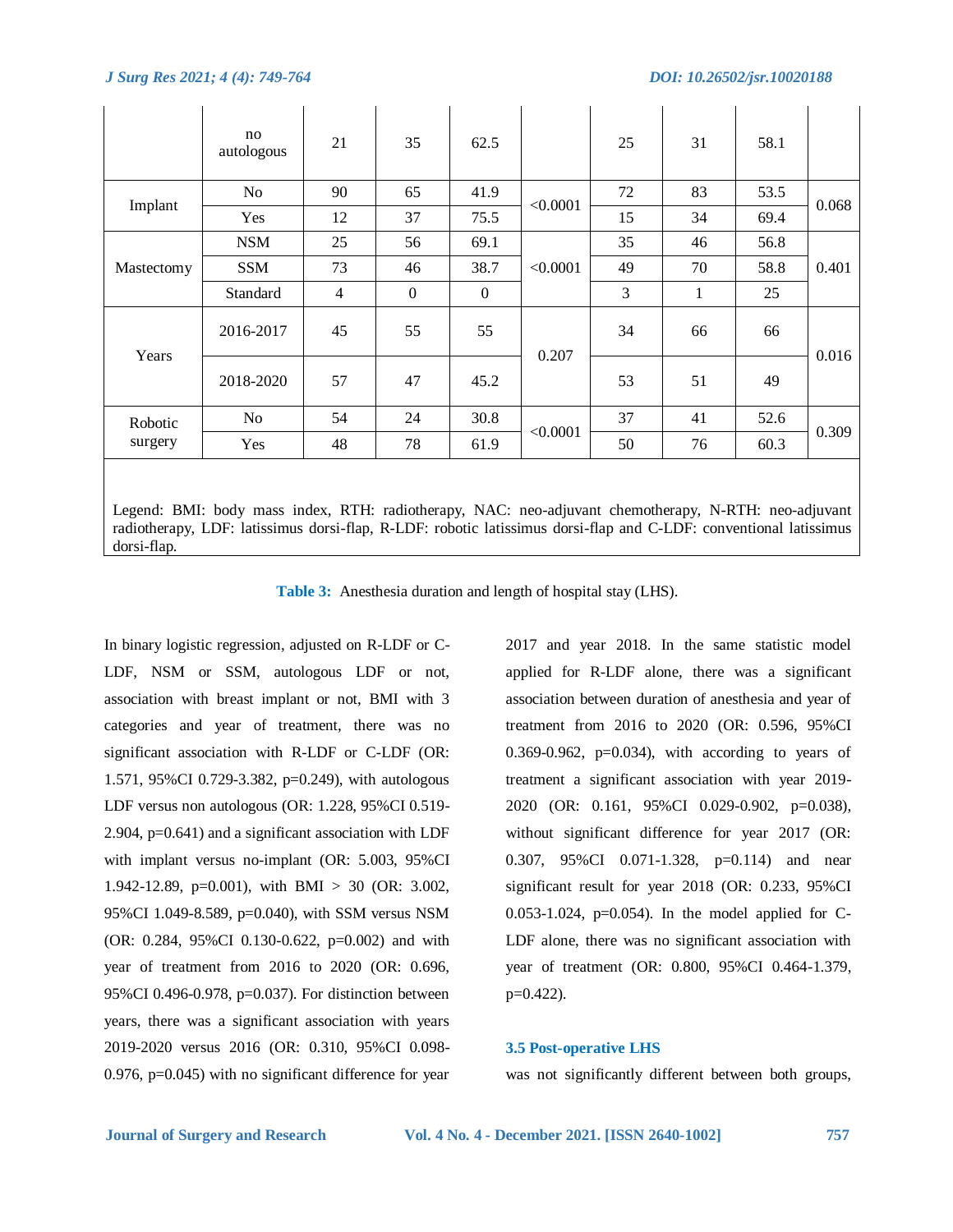| | no autologous | 21 | 35 | 62.5 | | 25 | 31 | 58.1 | |
|---|---|---|---|---|---|---|---|---|---|
| Implant | No | 90 | 65 | 41.9 | <0.0001 | 72 | 83 | 53.5 | 0.068 |
| | Yes | 12 | 37 | 75.5 | | 15 | 34 | 69.4 | |
| Mastectomy | NSM | 25 | 56 | 69.1 | <0.0001 | 35 | 46 | 56.8 | 0.401 |
| | SSM | 73 | 46 | 38.7 | | 49 | 70 | 58.8 | |
| | Standard | 4 | 0 | 0 | | 3 | 1 | 25 | |
| Years | 2016-2017 | 45 | 55 | 55 | 0.207 | 34 | 66 | 66 | 0.016 |
| | 2018-2020 | 57 | 47 | 45.2 | | 53 | 51 | 49 | |
| Robotic surgery | No | 54 | 24 | 30.8 | <0.0001 | 37 | 41 | 52.6 | 0.309 |
| | Yes | 48 | 78 | 61.9 | | 50 | 76 | 60.3 | |

Legend: BMI: body mass index, RTH: radiotherapy, NAC: neo-adjuvant chemotherapy, N-RTH: neo-adjuvant radiotherapy, LDF: latissimus dorsi-flap, R-LDF: robotic latissimus dorsi-flap and C-LDF: conventional latissimus dorsi-flap.

**Table 3:** Anesthesia duration and length of hospital stay (LHS).

In binary logistic regression, adjusted on R-LDF or C-LDF, NSM or SSM, autologous LDF or not, association with breast implant or not, BMI with 3 categories and year of treatment, there was no significant association with R-LDF or C-LDF (OR: 1.571, 95%CI 0.729-3.382, p=0.249), with autologous LDF versus non autologous (OR: 1.228, 95%CI 0.519-2.904, p=0.641) and a significant association with LDF with implant versus no-implant (OR: 5.003, 95%CI 1.942-12.89, p=0.001), with BMI > 30 (OR: 3.002, 95%CI 1.049-8.589, p=0.040), with SSM versus NSM (OR: 0.284, 95%CI 0.130-0.622, p=0.002) and with year of treatment from 2016 to 2020 (OR: 0.696, 95%CI 0.496-0.978, p=0.037). For distinction between years, there was a significant association with years 2019-2020 versus 2016 (OR: 0.310, 95%CI 0.098-0.976, p=0.045) with no significant difference for year 2017 and year 2018. In the same statistic model applied for R-LDF alone, there was a significant association between duration of anesthesia and year of treatment from 2016 to 2020 (OR: 0.596, 95%CI 0.369-0.962, p=0.034), with according to years of treatment a significant association with year 2019-2020 (OR: 0.161, 95%CI 0.029-0.902, p=0.038), without significant difference for year 2017 (OR: 0.307, 95%CI 0.071-1.328, p=0.114) and near significant result for year 2018 (OR: 0.233, 95%CI 0.053-1.024, p=0.054). In the model applied for C-LDF alone, there was no significant association with year of treatment (OR: 0.800, 95%CI 0.464-1.379, p=0.422).

### 3.5 Post-operative LHS

was not significantly different between both groups,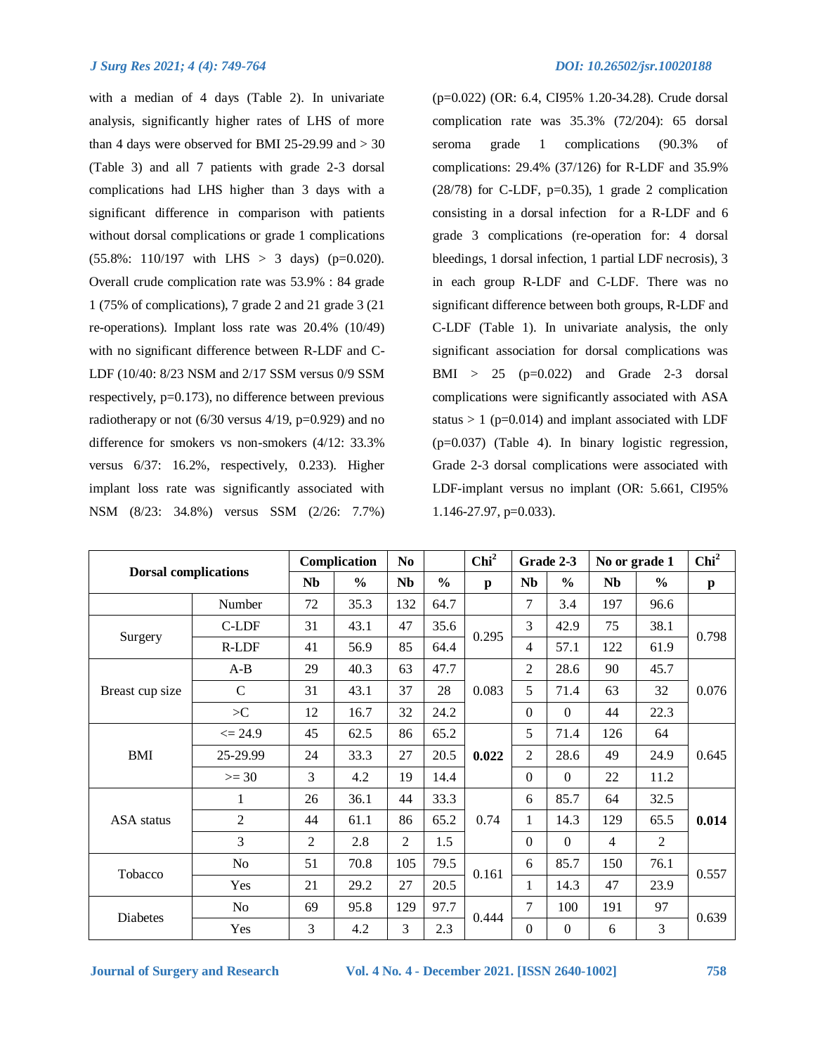with a median of 4 days (Table 2). In univariate analysis, significantly higher rates of LHS of more than 4 days were observed for BMI 25-29.99 and > 30 (Table 3) and all 7 patients with grade 2-3 dorsal complications had LHS higher than 3 days with a significant difference in comparison with patients without dorsal complications or grade 1 complications (55.8%: 110/197 with LHS > 3 days) (p=0.020). Overall crude complication rate was 53.9% : 84 grade 1 (75% of complications), 7 grade 2 and 21 grade 3 (21 re-operations). Implant loss rate was 20.4% (10/49) with no significant difference between R-LDF and C-LDF (10/40: 8/23 NSM and 2/17 SSM versus 0/9 SSM respectively, p=0.173), no difference between previous radiotherapy or not (6/30 versus 4/19, p=0.929) and no difference for smokers vs non-smokers (4/12: 33.3% versus 6/37: 16.2%, respectively, 0.233). Higher implant loss rate was significantly associated with NSM (8/23: 34.8%) versus SSM (2/26: 7.7%) (p=0.022) (OR: 6.4, CI95% 1.20-34.28). Crude dorsal complication rate was 35.3% (72/204): 65 dorsal seroma grade 1 complications (90.3% of complications: 29.4% (37/126) for R-LDF and 35.9% (28/78) for C-LDF, p=0.35), 1 grade 2 complication consisting in a dorsal infection for a R-LDF and 6 grade 3 complications (re-operation for: 4 dorsal bleedings, 1 dorsal infection, 1 partial LDF necrosis), 3 in each group R-LDF and C-LDF. There was no significant difference between both groups, R-LDF and C-LDF (Table 1). In univariate analysis, the only significant association for dorsal complications was BMI > 25 (p=0.022) and Grade 2-3 dorsal complications were significantly associated with ASA status > 1 (p=0.014) and implant associated with LDF (p=0.037) (Table 4). In binary logistic regression, Grade 2-3 dorsal complications were associated with LDF-implant versus no implant (OR: 5.661, CI95% 1.146-27.97, p=0.033).

| Dorsal complications | | Complication | | No | | $Chi^2$ | Grade 2-3 | | No or grade 1 | | $Chi^2$ |
|---|---|---|---|---|---|---|---|---|---|---|---|
| | | Nb | % | Nb | % | p | Nb | % | Nb | % | p |
| | Number | 72 | 35.3 | 132 | 64.7 | | 7 | 3.4 | 197 | 96.6 | |
| Surgery | C-LDF | 31 | 43.1 | 47 | 35.6 | 0.295 | 3 | 42.9 | 75 | 38.1 | 0.798 |
| | R-LDF | 41 | 56.9 | 85 | 64.4 | | 4 | 57.1 | 122 | 61.9 | |
| Breast cup size | A-B | 29 | 40.3 | 63 | 47.7 | 0.083 | 2 | 28.6 | 90 | 45.7 | 0.076 |
| | C | 31 | 43.1 | 37 | 28 | | 5 | 71.4 | 63 | 32 | |
| | >C | 12 | 16.7 | 32 | 24.2 | | 0 | 0 | 44 | 22.3 | |
| BMI | <= 24.9 | 45 | 62.5 | 86 | 65.2 | **0.022** | 5 | 71.4 | 126 | 64 | 0.645 |
| | 25-29.99 | 24 | 33.3 | 27 | 20.5 | | 2 | 28.6 | 49 | 24.9 | |
| | >= 30 | 3 | 4.2 | 19 | 14.4 | | 0 | 0 | 22 | 11.2 | |
| ASA status | 1 | 26 | 36.1 | 44 | 33.3 | 0.74 | 6 | 85.7 | 64 | 32.5 | **0.014** |
| | 2 | 44 | 61.1 | 86 | 65.2 | | 1 | 14.3 | 129 | 65.5 | |
| | 3 | 2 | 2.8 | 2 | 1.5 | | 0 | 0 | 4 | 2 | |
| Tobacco | No | 51 | 70.8 | 105 | 79.5 | 0.161 | 6 | 85.7 | 150 | 76.1 | 0.557 |
| | Yes | 21 | 29.2 | 27 | 20.5 | | 1 | 14.3 | 47 | 23.9 | |
| Diabetes | No | 69 | 95.8 | 129 | 97.7 | 0.444 | 7 | 100 | 191 | 97 | 0.639 |
| | Yes | 3 | 4.2 | 3 | 2.3 | | 0 | 0 | 6 | 3 | |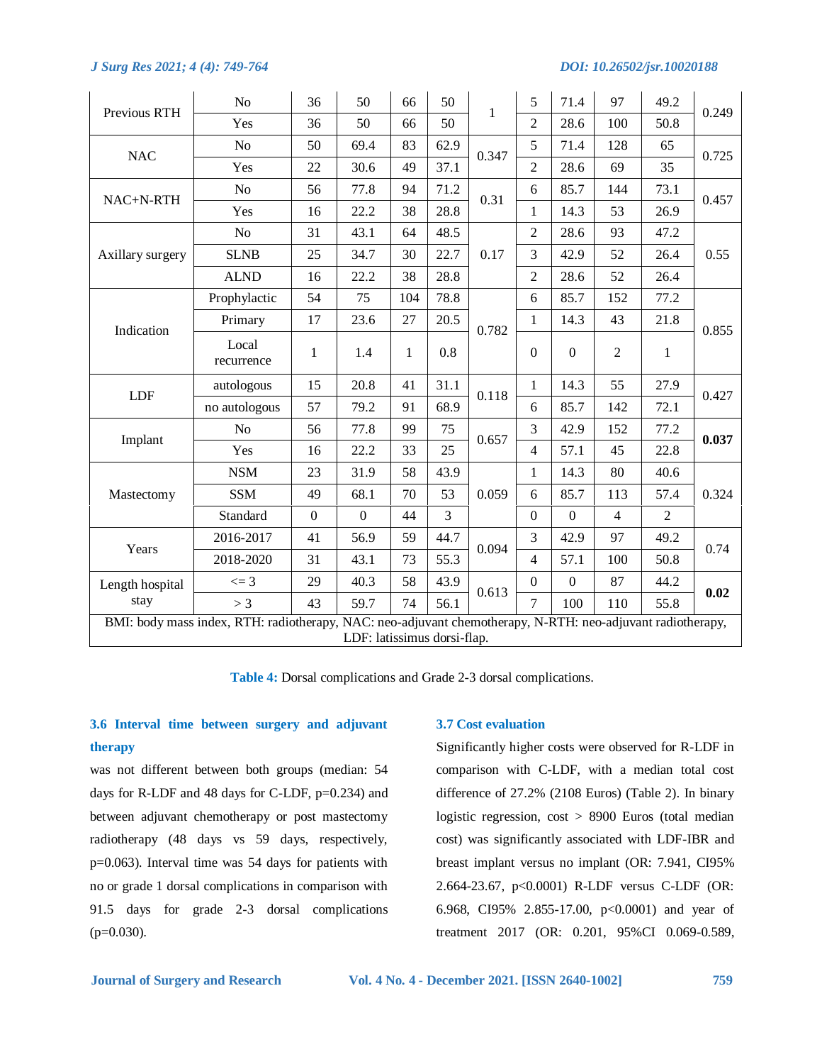| | | | | | | | | | | | |
|---|---|---|---|---|---|---|---|---|---|---|---|
| Previous RTH | No | 36 | 50 | 66 | 50 | 1 | 5 | 71.4 | 97 | 49.2 | 0.249 |
| | Yes | 36 | 50 | 66 | 50 | | 2 | 28.6 | 100 | 50.8 | |
| NAC | No | 50 | 69.4 | 83 | 62.9 | 0.347 | 5 | 71.4 | 128 | 65 | 0.725 |
| | Yes | 22 | 30.6 | 49 | 37.1 | | 2 | 28.6 | 69 | 35 | |
| NAC+N-RTH | No | 56 | 77.8 | 94 | 71.2 | 0.31 | 6 | 85.7 | 144 | 73.1 | 0.457 |
| | Yes | 16 | 22.2 | 38 | 28.8 | | 1 | 14.3 | 53 | 26.9 | |
| Axillary surgery | No | 31 | 43.1 | 64 | 48.5 | 0.17 | 2 | 28.6 | 93 | 47.2 | 0.55 |
| | SLNB | 25 | 34.7 | 30 | 22.7 | | 3 | 42.9 | 52 | 26.4 | |
| | ALND | 16 | 22.2 | 38 | 28.8 | | 2 | 28.6 | 52 | 26.4 | |
| Indication | Prophylactic | 54 | 75 | 104 | 78.8 | 0.782 | 6 | 85.7 | 152 | 77.2 | 0.855 |
| | Primary | 17 | 23.6 | 27 | 20.5 | | 1 | 14.3 | 43 | 21.8 | |
| | Local recurrence | 1 | 1.4 | 1 | 0.8 | | 0 | 0 | 2 | 1 | |
| LDF | autologous | 15 | 20.8 | 41 | 31.1 | 0.118 | 1 | 14.3 | 55 | 27.9 | 0.427 |
| | no autologous | 57 | 79.2 | 91 | 68.9 | | 6 | 85.7 | 142 | 72.1 | |
| Implant | No | 56 | 77.8 | 99 | 75 | 0.657 | 3 | 42.9 | 152 | 77.2 | **0.037** |
| | Yes | 16 | 22.2 | 33 | 25 | | 4 | 57.1 | 45 | 22.8 | |
| Mastectomy | NSM | 23 | 31.9 | 58 | 43.9 | 0.059 | 1 | 14.3 | 80 | 40.6 | 0.324 |
| | SSM | 49 | 68.1 | 70 | 53 | | 6 | 85.7 | 113 | 57.4 | |
| | Standard | 0 | 0 | 44 | 3 | | 0 | 0 | 4 | 2 | |
| Years | 2016-2017 | 41 | 56.9 | 59 | 44.7 | 0.094 | 3 | 42.9 | 97 | 49.2 | 0.74 |
| | 2018-2020 | 31 | 43.1 | 73 | 55.3 | | 4 | 57.1 | 100 | 50.8 | |
| Length hospital stay | <= 3 | 29 | 40.3 | 58 | 43.9 | 0.613 | 0 | 0 | 87 | 44.2 | **0.02** |
| | > 3 | 43 | 59.7 | 74 | 56.1 | | 7 | 100 | 110 | 55.8 | |

BMI: body mass index, RTH: radiotherapy, NAC: neo-adjuvant chemotherapy, N-RTH: neo-adjuvant radiotherapy, LDF: latissimus dorsi-flap.

**Table 4:** Dorsal complications and Grade 2-3 dorsal complications.

### 3.6 Interval time between surgery and adjuvant therapy

was not different between both groups (median: 54 days for R-LDF and 48 days for C-LDF, p=0.234) and between adjuvant chemotherapy or post mastectomy radiotherapy (48 days vs 59 days, respectively, p=0.063). Interval time was 54 days for patients with no or grade 1 dorsal complications in comparison with 91.5 days for grade 2-3 dorsal complications (p=0.030).

### 3.7 Cost evaluation

Significantly higher costs were observed for R-LDF in comparison with C-LDF, with a median total cost difference of 27.2% (2108 Euros) (Table 2). In binary logistic regression, cost > 8900 Euros (total median cost) was significantly associated with LDF-IBR and breast implant versus no implant (OR: 7.941, CI95% 2.664-23.67, p<0.0001) R-LDF versus C-LDF (OR: 6.968, CI95% 2.855-17.00, p<0.0001) and year of treatment 2017 (OR: 0.201, 95%CI 0.069-0.589,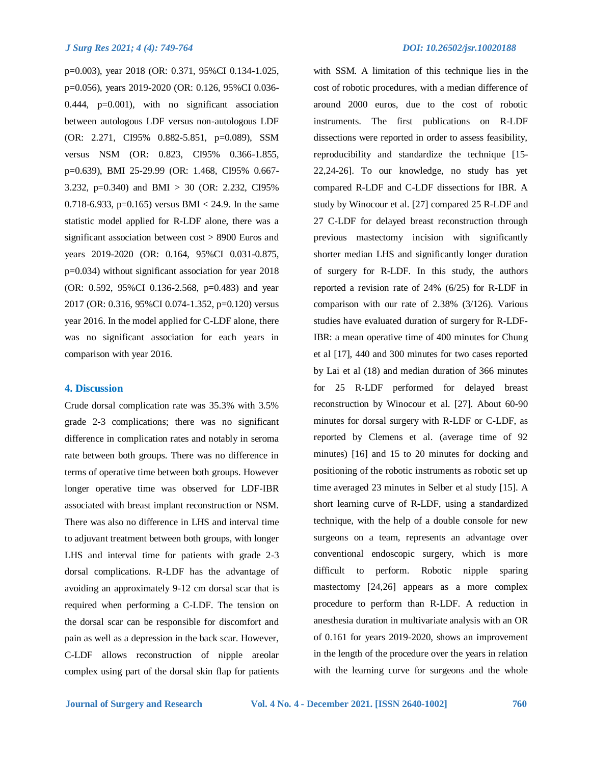p=0.003), year 2018 (OR: 0.371, 95%CI 0.134-1.025, p=0.056), years 2019-2020 (OR: 0.126, 95%CI 0.036-0.444, p=0.001), with no significant association between autologous LDF versus non-autologous LDF (OR: 2.271, CI95% 0.882-5.851, p=0.089), SSM versus NSM (OR: 0.823, CI95% 0.366-1.855, p=0.639), BMI 25-29.99 (OR: 1.468, CI95% 0.667-3.232, p=0.340) and BMI > 30 (OR: 2.232, CI95% 0.718-6.933, p=0.165) versus BMI < 24.9. In the same statistic model applied for R-LDF alone, there was a significant association between cost > 8900 Euros and years 2019-2020 (OR: 0.164, 95%CI 0.031-0.875, p=0.034) without significant association for year 2018 (OR: 0.592, 95%CI 0.136-2.568, p=0.483) and year 2017 (OR: 0.316, 95%CI 0.074-1.352, p=0.120) versus year 2016. In the model applied for C-LDF alone, there was no significant association for each years in comparison with year 2016.

## 4. Discussion

Crude dorsal complication rate was 35.3% with 3.5% grade 2-3 complications; there was no significant difference in complication rates and notably in seroma rate between both groups. There was no difference in terms of operative time between both groups. However longer operative time was observed for LDF-IBR associated with breast implant reconstruction or NSM. There was also no difference in LHS and interval time to adjuvant treatment between both groups, with longer LHS and interval time for patients with grade 2-3 dorsal complications. R-LDF has the advantage of avoiding an approximately 9-12 cm dorsal scar that is required when performing a C-LDF. The tension on the dorsal scar can be responsible for discomfort and pain as well as a depression in the back scar. However, C-LDF allows reconstruction of nipple areolar complex using part of the dorsal skin flap for patients with SSM. A limitation of this technique lies in the cost of robotic procedures, with a median difference of around 2000 euros, due to the cost of robotic instruments. The first publications on R-LDF dissections were reported in order to assess feasibility, reproducibility and standardize the technique [15-22,24-26]. To our knowledge, no study has yet compared R-LDF and C-LDF dissections for IBR. A study by Winocour et al. [27] compared 25 R-LDF and 27 C-LDF for delayed breast reconstruction through previous mastectomy incision with significantly shorter median LHS and significantly longer duration of surgery for R-LDF. In this study, the authors reported a revision rate of 24% (6/25) for R-LDF in comparison with our rate of 2.38% (3/126). Various studies have evaluated duration of surgery for R-LDF-IBR: a mean operative time of 400 minutes for Chung et al [17], 440 and 300 minutes for two cases reported by Lai et al (18) and median duration of 366 minutes for 25 R-LDF performed for delayed breast reconstruction by Winocour et al. [27]. About 60-90 minutes for dorsal surgery with R-LDF or C-LDF, as reported by Clemens et al. (average time of 92 minutes) [16] and 15 to 20 minutes for docking and positioning of the robotic instruments as robotic set up time averaged 23 minutes in Selber et al study [15]. A short learning curve of R-LDF, using a standardized technique, with the help of a double console for new surgeons on a team, represents an advantage over conventional endoscopic surgery, which is more difficult to perform. Robotic nipple sparing mastectomy [24,26] appears as a more complex procedure to perform than R-LDF. A reduction in anesthesia duration in multivariate analysis with an OR of 0.161 for years 2019-2020, shows an improvement in the length of the procedure over the years in relation with the learning curve for surgeons and the whole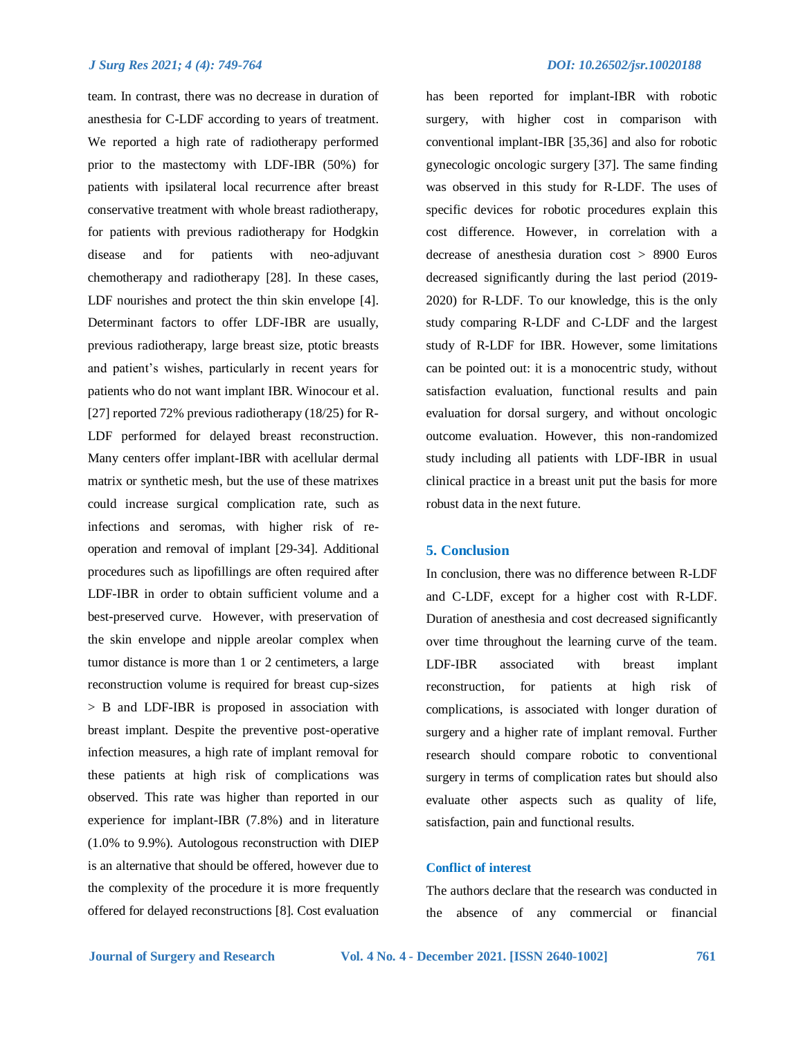team. In contrast, there was no decrease in duration of anesthesia for C-LDF according to years of treatment. We reported a high rate of radiotherapy performed prior to the mastectomy with LDF-IBR (50%) for patients with ipsilateral local recurrence after breast conservative treatment with whole breast radiotherapy, for patients with previous radiotherapy for Hodgkin disease and for patients with neo-adjuvant chemotherapy and radiotherapy [28]. In these cases, LDF nourishes and protect the thin skin envelope [4]. Determinant factors to offer LDF-IBR are usually, previous radiotherapy, large breast size, ptotic breasts and patient's wishes, particularly in recent years for patients who do not want implant IBR. Winocour et al. [27] reported 72% previous radiotherapy (18/25) for R-LDF performed for delayed breast reconstruction. Many centers offer implant-IBR with acellular dermal matrix or synthetic mesh, but the use of these matrixes could increase surgical complication rate, such as infections and seromas, with higher risk of re-operation and removal of implant [29-34]. Additional procedures such as lipofillings are often required after LDF-IBR in order to obtain sufficient volume and a best-preserved curve. However, with preservation of the skin envelope and nipple areolar complex when tumor distance is more than 1 or 2 centimeters, a large reconstruction volume is required for breast cup-sizes > B and LDF-IBR is proposed in association with breast implant. Despite the preventive post-operative infection measures, a high rate of implant removal for these patients at high risk of complications was observed. This rate was higher than reported in our experience for implant-IBR (7.8%) and in literature (1.0% to 9.9%). Autologous reconstruction with DIEP is an alternative that should be offered, however due to the complexity of the procedure it is more frequently offered for delayed reconstructions [8]. Cost evaluation has been reported for implant-IBR with robotic surgery, with higher cost in comparison with conventional implant-IBR [35,36] and also for robotic gynecologic oncologic surgery [37]. The same finding was observed in this study for R-LDF. The uses of specific devices for robotic procedures explain this cost difference. However, in correlation with a decrease of anesthesia duration cost > 8900 Euros decreased significantly during the last period (2019-2020) for R-LDF. To our knowledge, this is the only study comparing R-LDF and C-LDF and the largest study of R-LDF for IBR. However, some limitations can be pointed out: it is a monocentric study, without satisfaction evaluation, functional results and pain evaluation for dorsal surgery, and without oncologic outcome evaluation. However, this non-randomized study including all patients with LDF-IBR in usual clinical practice in a breast unit put the basis for more robust data in the next future.

## 5. Conclusion

In conclusion, there was no difference between R-LDF and C-LDF, except for a higher cost with R-LDF. Duration of anesthesia and cost decreased significantly over time throughout the learning curve of the team. LDF-IBR associated with breast implant reconstruction, for patients at high risk of complications, is associated with longer duration of surgery and a higher rate of implant removal. Further research should compare robotic to conventional surgery in terms of complication rates but should also evaluate other aspects such as quality of life, satisfaction, pain and functional results.

## Conflict of interest

The authors declare that the research was conducted in the absence of any commercial or financial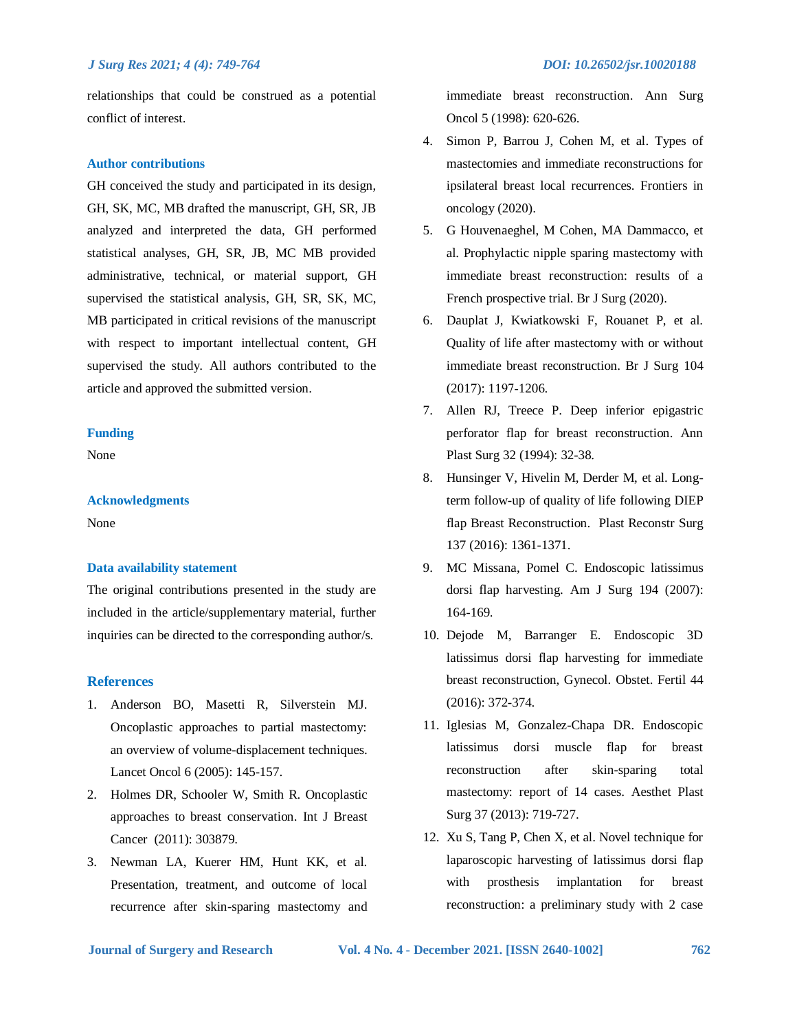relationships that could be construed as a potential conflict of interest.

### Author contributions

GH conceived the study and participated in its design, GH, SK, MC, MB drafted the manuscript, GH, SR, JB analyzed and interpreted the data, GH performed statistical analyses, GH, SR, JB, MC MB provided administrative, technical, or material support, GH supervised the statistical analysis, GH, SR, SK, MC, MB participated in critical revisions of the manuscript with respect to important intellectual content, GH supervised the study. All authors contributed to the article and approved the submitted version.

### Funding

None

### Acknowledgments

None

### Data availability statement

The original contributions presented in the study are included in the article/supplementary material, further inquiries can be directed to the corresponding author/s.

## References

1. Anderson BO, Masetti R, Silverstein MJ. Oncoplastic approaches to partial mastectomy: an overview of volume-displacement techniques. Lancet Oncol 6 (2005): 145-157.
2. Holmes DR, Schooler W, Smith R. Oncoplastic approaches to breast conservation. Int J Breast Cancer (2011): 303879.
3. Newman LA, Kuerer HM, Hunt KK, et al. Presentation, treatment, and outcome of local recurrence after skin-sparing mastectomy and immediate breast reconstruction. Ann Surg Oncol 5 (1998): 620-626.
4. Simon P, Barrou J, Cohen M, et al. Types of mastectomies and immediate reconstructions for ipsilateral breast local recurrences. Frontiers in oncology (2020).
5. G Houvenaeghel, M Cohen, MA Dammacco, et al. Prophylactic nipple sparing mastectomy with immediate breast reconstruction: results of a French prospective trial. Br J Surg (2020).
6. Dauplat J, Kwiatkowski F, Rouanet P, et al. Quality of life after mastectomy with or without immediate breast reconstruction. Br J Surg 104 (2017): 1197-1206.
7. Allen RJ, Treece P. Deep inferior epigastric perforator flap for breast reconstruction. Ann Plast Surg 32 (1994): 32-38.
8. Hunsinger V, Hivelin M, Derder M, et al. Long-term follow-up of quality of life following DIEP flap Breast Reconstruction. Plast Reconstr Surg 137 (2016): 1361-1371.
9. MC Missana, Pomel C. Endoscopic latissimus dorsi flap harvesting. Am J Surg 194 (2007): 164-169.
10. Dejode M, Barranger E. Endoscopic 3D latissimus dorsi flap harvesting for immediate breast reconstruction, Gynecol. Obstet. Fertil 44 (2016): 372-374.
11. Iglesias M, Gonzalez-Chapa DR. Endoscopic latissimus dorsi muscle flap for breast reconstruction after skin-sparing total mastectomy: report of 14 cases. Aesthet Plast Surg 37 (2013): 719-727.
12. Xu S, Tang P, Chen X, et al. Novel technique for laparoscopic harvesting of latissimus dorsi flap with prosthesis implantation for breast reconstruction: a preliminary study with 2 case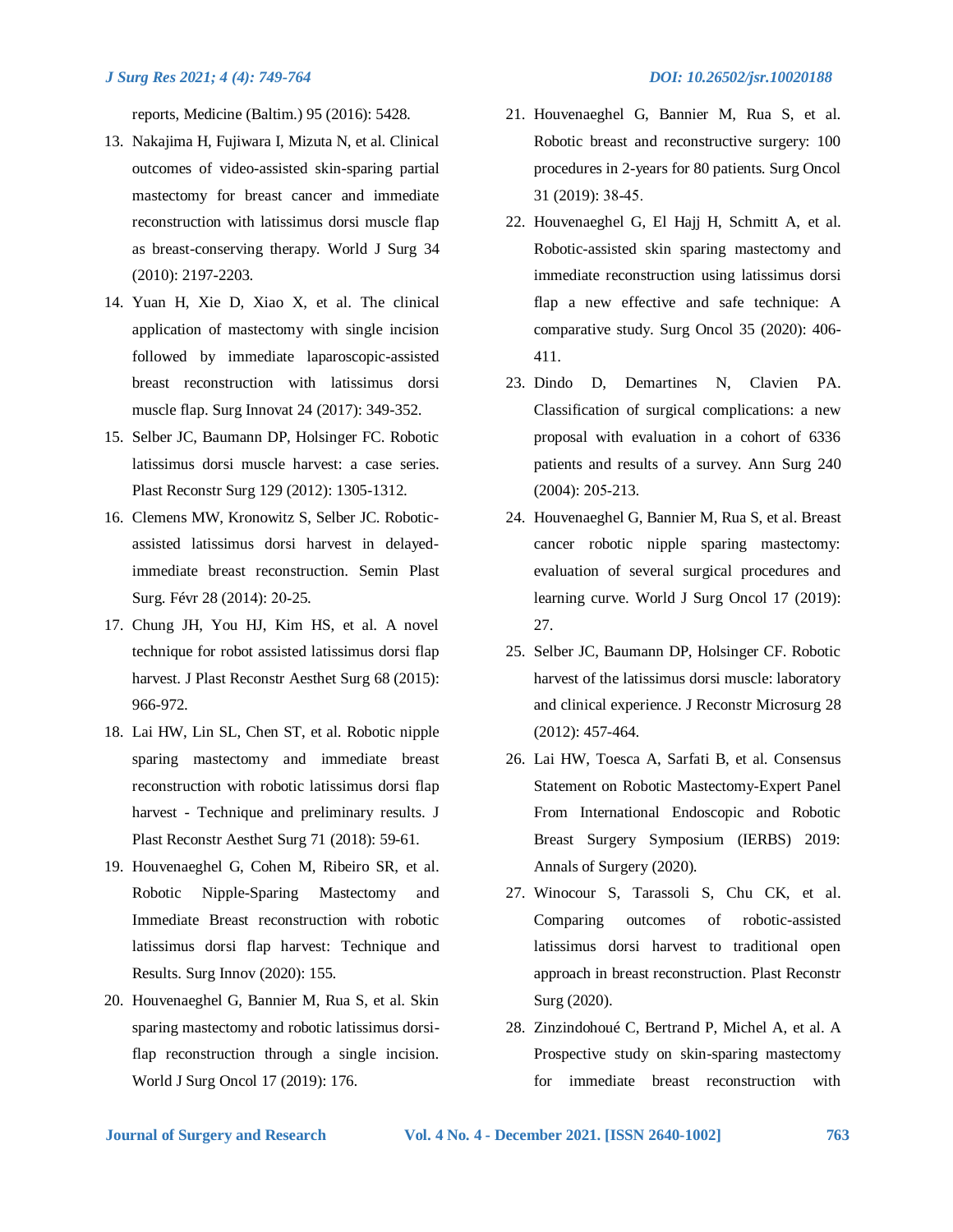reports, Medicine (Baltim.) 95 (2016): 5428.

13. Nakajima H, Fujiwara I, Mizuta N, et al. Clinical outcomes of video-assisted skin-sparing partial mastectomy for breast cancer and immediate reconstruction with latissimus dorsi muscle flap as breast-conserving therapy. World J Surg 34 (2010): 2197-2203.
14. Yuan H, Xie D, Xiao X, et al. The clinical application of mastectomy with single incision followed by immediate laparoscopic-assisted breast reconstruction with latissimus dorsi muscle flap. Surg Innovat 24 (2017): 349-352.
15. Selber JC, Baumann DP, Holsinger FC. Robotic latissimus dorsi muscle harvest: a case series. Plast Reconstr Surg 129 (2012): 1305-1312.
16. Clemens MW, Kronowitz S, Selber JC. Robotic-assisted latissimus dorsi harvest in delayed-immediate breast reconstruction. Semin Plast Surg. Févr 28 (2014): 20-25.
17. Chung JH, You HJ, Kim HS, et al. A novel technique for robot assisted latissimus dorsi flap harvest. J Plast Reconstr Aesthet Surg 68 (2015): 966-972.
18. Lai HW, Lin SL, Chen ST, et al. Robotic nipple sparing mastectomy and immediate breast reconstruction with robotic latissimus dorsi flap harvest - Technique and preliminary results. J Plast Reconstr Aesthet Surg 71 (2018): 59-61.
19. Houvenaeghel G, Cohen M, Ribeiro SR, et al. Robotic Nipple-Sparing Mastectomy and Immediate Breast reconstruction with robotic latissimus dorsi flap harvest: Technique and Results. Surg Innov (2020): 155.
20. Houvenaeghel G, Bannier M, Rua S, et al. Skin sparing mastectomy and robotic latissimus dorsi-flap reconstruction through a single incision. World J Surg Oncol 17 (2019): 176.
21. Houvenaeghel G, Bannier M, Rua S, et al. Robotic breast and reconstructive surgery: 100 procedures in 2-years for 80 patients. Surg Oncol 31 (2019): 38-45.
22. Houvenaeghel G, El Hajj H, Schmitt A, et al. Robotic-assisted skin sparing mastectomy and immediate reconstruction using latissimus dorsi flap a new effective and safe technique: A comparative study. Surg Oncol 35 (2020): 406-411.
23. Dindo D, Demartines N, Clavien PA. Classification of surgical complications: a new proposal with evaluation in a cohort of 6336 patients and results of a survey. Ann Surg 240 (2004): 205-213.
24. Houvenaeghel G, Bannier M, Rua S, et al. Breast cancer robotic nipple sparing mastectomy: evaluation of several surgical procedures and learning curve. World J Surg Oncol 17 (2019): 27.
25. Selber JC, Baumann DP, Holsinger CF. Robotic harvest of the latissimus dorsi muscle: laboratory and clinical experience. J Reconstr Microsurg 28 (2012): 457-464.
26. Lai HW, Toesca A, Sarfati B, et al. Consensus Statement on Robotic Mastectomy-Expert Panel From International Endoscopic and Robotic Breast Surgery Symposium (IERBS) 2019: Annals of Surgery (2020).
27. Winocour S, Tarassoli S, Chu CK, et al. Comparing outcomes of robotic-assisted latissimus dorsi harvest to traditional open approach in breast reconstruction. Plast Reconstr Surg (2020).
28. Zinzindohoué C, Bertrand P, Michel A, et al. A Prospective study on skin-sparing mastectomy for immediate breast reconstruction with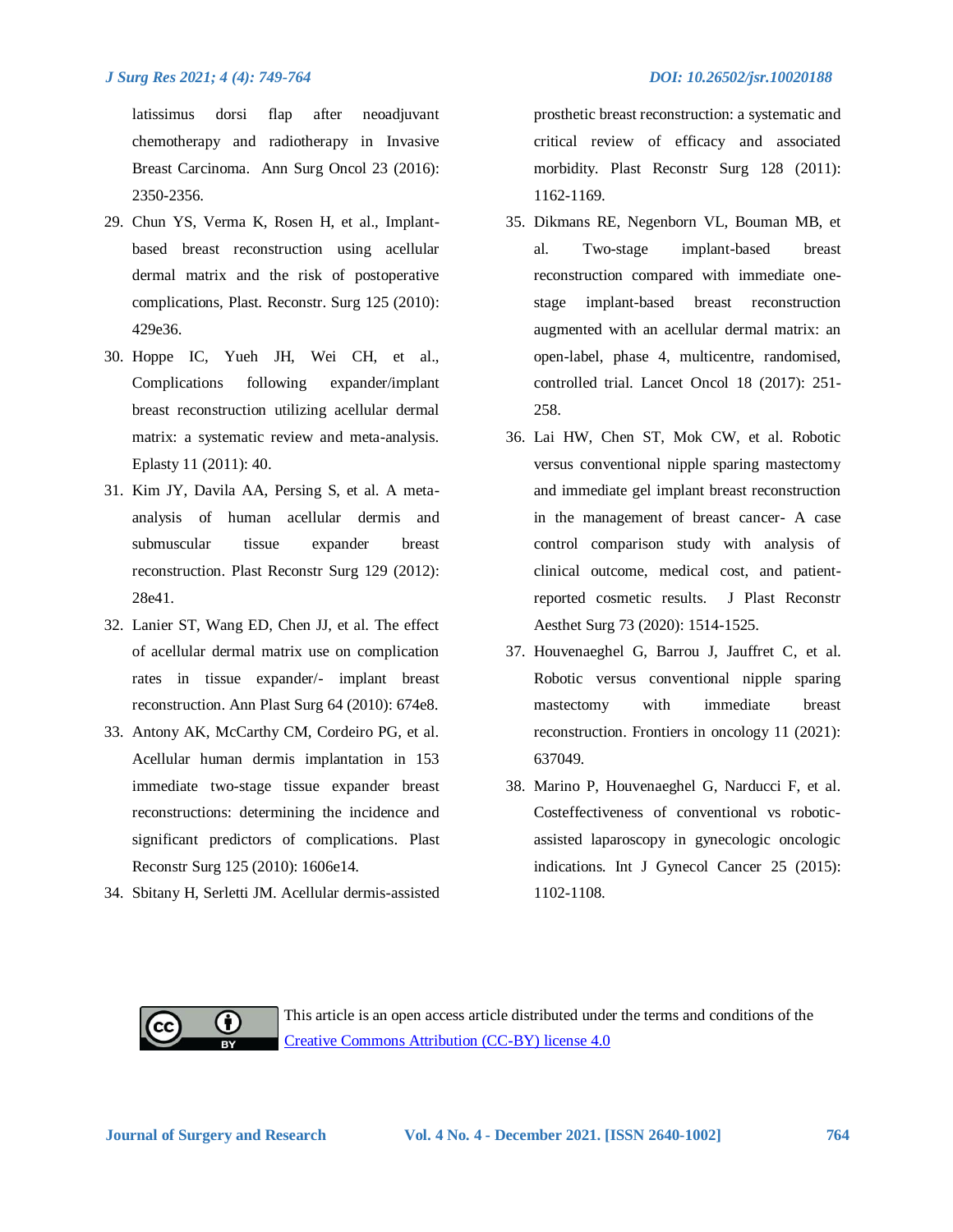latissimus dorsi flap after neoadjuvant chemotherapy and radiotherapy in Invasive Breast Carcinoma. Ann Surg Oncol 23 (2016): 2350-2356.

29. Chun YS, Verma K, Rosen H, et al., Implant-based breast reconstruction using acellular dermal matrix and the risk of postoperative complications, Plast. Reconstr. Surg 125 (2010): 429e36.
30. Hoppe IC, Yueh JH, Wei CH, et al., Complications following expander/implant breast reconstruction utilizing acellular dermal matrix: a systematic review and meta-analysis. Eplasty 11 (2011): 40.
31. Kim JY, Davila AA, Persing S, et al. A meta-analysis of human acellular dermis and submuscular tissue expander breast reconstruction. Plast Reconstr Surg 129 (2012): 28e41.
32. Lanier ST, Wang ED, Chen JJ, et al. The effect of acellular dermal matrix use on complication rates in tissue expander/- implant breast reconstruction. Ann Plast Surg 64 (2010): 674e8.
33. Antony AK, McCarthy CM, Cordeiro PG, et al. Acellular human dermis implantation in 153 immediate two-stage tissue expander breast reconstructions: determining the incidence and significant predictors of complications. Plast Reconstr Surg 125 (2010): 1606e14.
34. Sbitany H, Serletti JM. Acellular dermis-assisted prosthetic breast reconstruction: a systematic and critical review of efficacy and associated morbidity. Plast Reconstr Surg 128 (2011): 1162-1169.
35. Dikmans RE, Negenborn VL, Bouman MB, et al. Two-stage implant-based breast reconstruction compared with immediate one-stage implant-based breast reconstruction augmented with an acellular dermal matrix: an open-label, phase 4, multicentre, randomised, controlled trial. Lancet Oncol 18 (2017): 251-258.
36. Lai HW, Chen ST, Mok CW, et al. Robotic versus conventional nipple sparing mastectomy and immediate gel implant breast reconstruction in the management of breast cancer- A case control comparison study with analysis of clinical outcome, medical cost, and patient-reported cosmetic results. J Plast Reconstr Aesthet Surg 73 (2020): 1514-1525.
37. Houvenaeghel G, Barrou J, Jauffret C, et al. Robotic versus conventional nipple sparing mastectomy with immediate breast reconstruction. Frontiers in oncology 11 (2021): 637049.
38. Marino P, Houvenaeghel G, Narducci F, et al. Costeffectiveness of conventional vs robotic-assisted laparoscopy in gynecologic oncologic indications. Int J Gynecol Cancer 25 (2015): 1102-1108.

This article is an open access article distributed under the terms and conditions of the [Creative Commons Attribution (CC-BY) license 4.0]